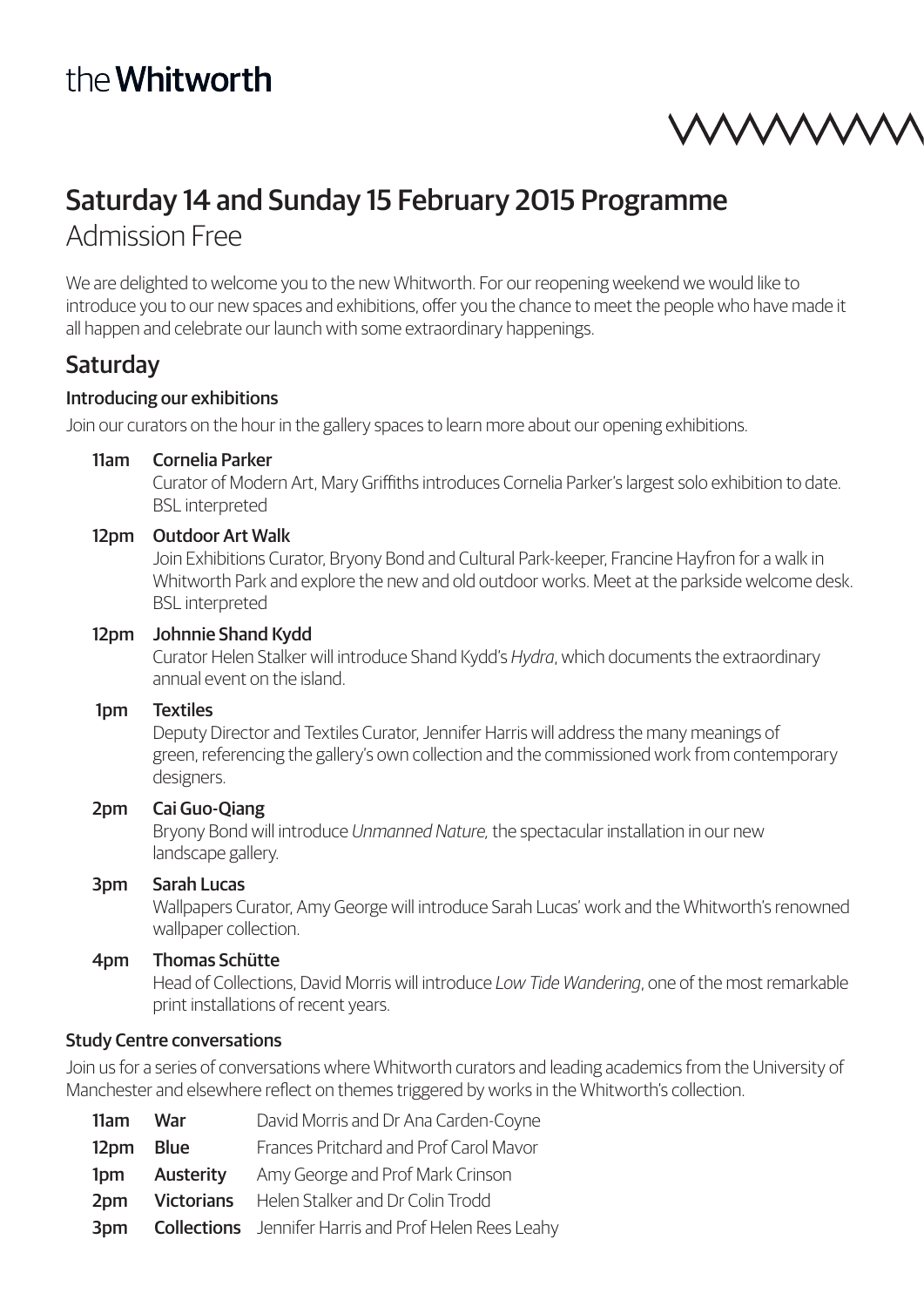the **Whitworth**

# Saturday 14 and Sunday 15 February 2015 Programme

Admission Free

We are delighted to welcome you to the new Whitworth. For our reopening weekend we would like to introduce you to our new spaces and exhibitions, offer you the chance to meet the people who have made it all happen and celebrate our launch with some extraordinary happenings.

## Saturday

### Introducing our exhibitions

Join our curators on the hour in the gallery spaces to learn more about our opening exhibitions.

**11am Cornelia Parker**
Curator of Modern Art, Mary Griffiths introduces Cornelia Parker's largest solo exhibition to date.
BSL interpreted

**12pm Outdoor Art Walk**
Join Exhibitions Curator, Bryony Bond and Cultural Park-keeper, Francine Hayfron for a walk in Whitworth Park and explore the new and old outdoor works. Meet at the parkside welcome desk.
BSL interpreted

**12pm Johnnie Shand Kydd**
Curator Helen Stalker will introduce Shand Kydd's *Hydra*, which documents the extraordinary annual event on the island.

**1pm Textiles**
Deputy Director and Textiles Curator, Jennifer Harris will address the many meanings of green, referencing the gallery's own collection and the commissioned work from contemporary designers.

**2pm Cai Guo-Qiang**
Bryony Bond will introduce *Unmanned Nature,* the spectacular installation in our new landscape gallery.

**3pm Sarah Lucas**
Wallpapers Curator, Amy George will introduce Sarah Lucas' work and the Whitworth's renowned wallpaper collection.

**4pm Thomas Schütte**
Head of Collections, David Morris will introduce *Low Tide Wandering*, one of the most remarkable print installations of recent years.

### Study Centre conversations

Join us for a series of conversations where Whitworth curators and leading academics from the University of Manchester and elsewhere reflect on themes triggered by works in the Whitworth's collection.

| | | |
|---|---|---|
| **11am** | **War** | David Morris and Dr Ana Carden-Coyne |
| **12pm** | **Blue** | Frances Pritchard and Prof Carol Mavor |
| **1pm** | **Austerity** | Amy George and Prof Mark Crinson |
| **2pm** | **Victorians** | Helen Stalker and Dr Colin Trodd |
| **3pm** | **Collections** | Jennifer Harris and Prof Helen Rees Leahy |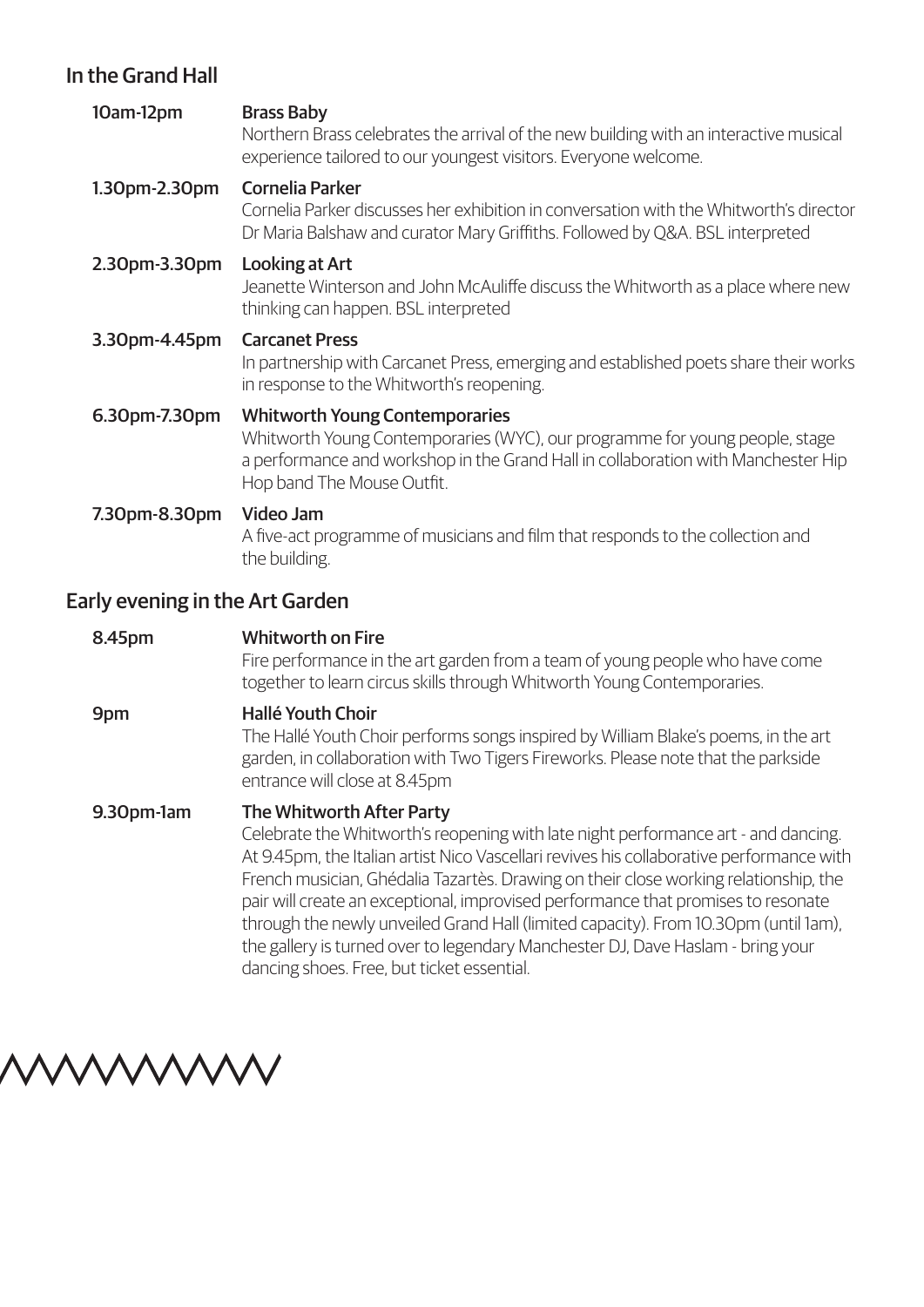## In the Grand Hall

**10am-12pm** — **Brass Baby**
Northern Brass celebrates the arrival of the new building with an interactive musical experience tailored to our youngest visitors. Everyone welcome.

**1.30pm-2.30pm** — **Cornelia Parker**
Cornelia Parker discusses her exhibition in conversation with the Whitworth's director Dr Maria Balshaw and curator Mary Griffiths. Followed by Q&A. BSL interpreted

**2.30pm-3.30pm** — **Looking at Art**
Jeanette Winterson and John McAuliffe discuss the Whitworth as a place where new thinking can happen. BSL interpreted

**3.30pm-4.45pm** — **Carcanet Press**
In partnership with Carcanet Press, emerging and established poets share their works in response to the Whitworth's reopening.

**6.30pm-7.30pm** — **Whitworth Young Contemporaries**
Whitworth Young Contemporaries (WYC), our programme for young people, stage a performance and workshop in the Grand Hall in collaboration with Manchester Hip Hop band The Mouse Outfit.

**7.30pm-8.30pm** — **Video Jam**
A five-act programme of musicians and film that responds to the collection and the building.

## Early evening in the Art Garden

**8.45pm** — **Whitworth on Fire**
Fire performance in the art garden from a team of young people who have come together to learn circus skills through Whitworth Young Contemporaries.

**9pm** — **Hallé Youth Choir**
The Hallé Youth Choir performs songs inspired by William Blake's poems, in the art garden, in collaboration with Two Tigers Fireworks. Please note that the parkside entrance will close at 8.45pm

**9.30pm-1am** — **The Whitworth After Party**
Celebrate the Whitworth's reopening with late night performance art - and dancing. At 9.45pm, the Italian artist Nico Vascellari revives his collaborative performance with French musician, Ghédalia Tazartès. Drawing on their close working relationship, the pair will create an exceptional, improvised performance that promises to resonate through the newly unveiled Grand Hall (limited capacity). From 10.30pm (until 1am), the gallery is turned over to legendary Manchester DJ, Dave Haslam - bring your dancing shoes. Free, but ticket essential.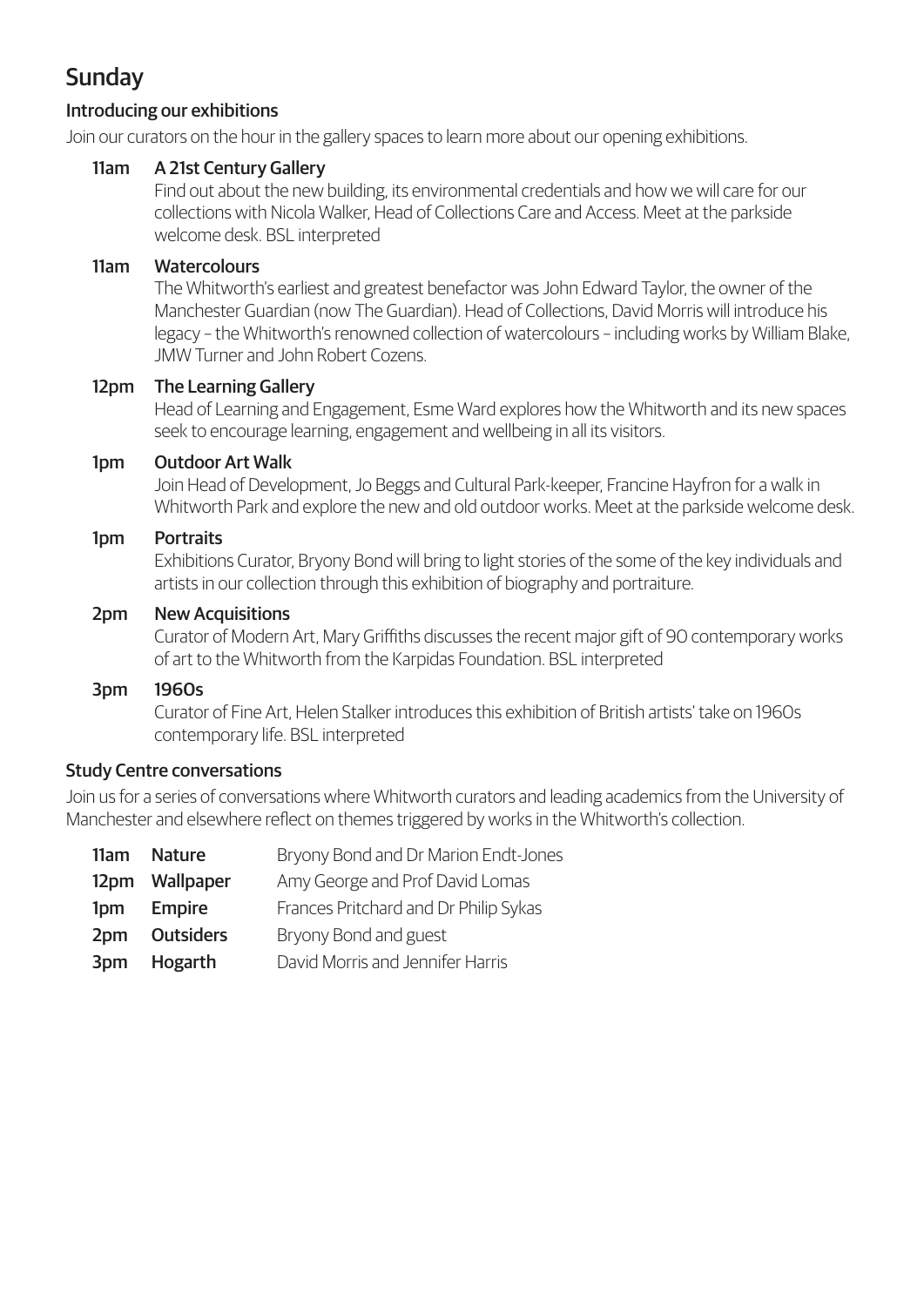# Sunday

## Introducing our exhibitions

Join our curators on the hour in the gallery spaces to learn more about our opening exhibitions.

**11am** **A 21st Century Gallery**
Find out about the new building, its environmental credentials and how we will care for our collections with Nicola Walker, Head of Collections Care and Access. Meet at the parkside welcome desk. BSL interpreted

**11am** **Watercolours**
The Whitworth's earliest and greatest benefactor was John Edward Taylor, the owner of the Manchester Guardian (now The Guardian). Head of Collections, David Morris will introduce his legacy – the Whitworth's renowned collection of watercolours – including works by William Blake, JMW Turner and John Robert Cozens.

**12pm** **The Learning Gallery**
Head of Learning and Engagement, Esme Ward explores how the Whitworth and its new spaces seek to encourage learning, engagement and wellbeing in all its visitors.

**1pm** **Outdoor Art Walk**
Join Head of Development, Jo Beggs and Cultural Park-keeper, Francine Hayfron for a walk in Whitworth Park and explore the new and old outdoor works. Meet at the parkside welcome desk.

**1pm** **Portraits**
Exhibitions Curator, Bryony Bond will bring to light stories of the some of the key individuals and artists in our collection through this exhibition of biography and portraiture.

**2pm** **New Acquisitions**
Curator of Modern Art, Mary Griffiths discusses the recent major gift of 90 contemporary works of art to the Whitworth from the Karpidas Foundation. BSL interpreted

**3pm** **1960s**
Curator of Fine Art, Helen Stalker introduces this exhibition of British artists' take on 1960s contemporary life. BSL interpreted

## Study Centre conversations

Join us for a series of conversations where Whitworth curators and leading academics from the University of Manchester and elsewhere reflect on themes triggered by works in the Whitworth's collection.

| | | |
|---|---|---|
| **11am** | **Nature** | Bryony Bond and Dr Marion Endt-Jones |
| **12pm** | **Wallpaper** | Amy George and Prof David Lomas |
| **1pm** | **Empire** | Frances Pritchard and Dr Philip Sykas |
| **2pm** | **Outsiders** | Bryony Bond and guest |
| **3pm** | **Hogarth** | David Morris and Jennifer Harris |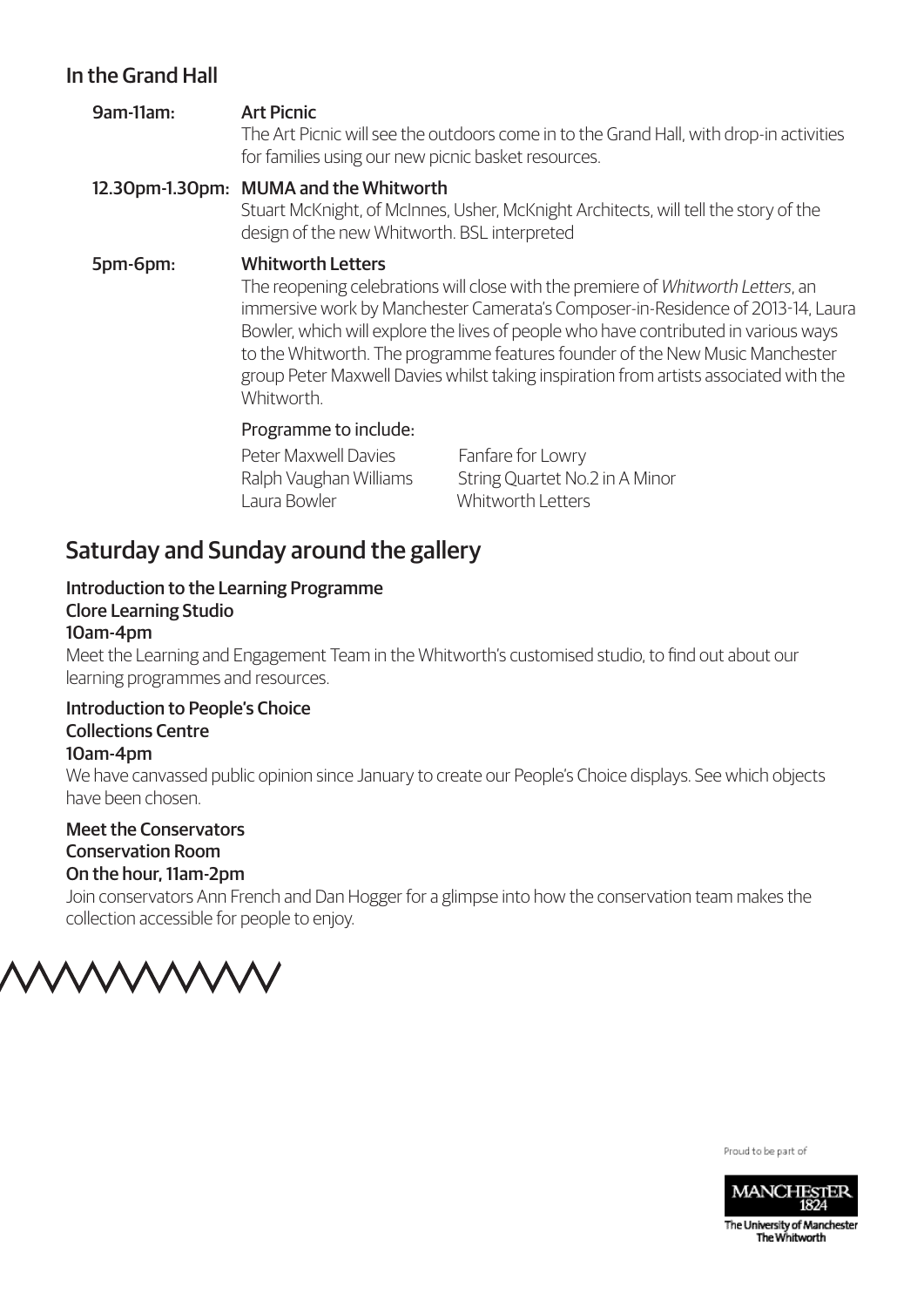## In the Grand Hall

**9am-11am:** **Art Picnic**
The Art Picnic will see the outdoors come in to the Grand Hall, with drop-in activities for families using our new picnic basket resources.

**12.30pm-1.30pm:** **MUMA and the Whitworth**
Stuart McKnight, of McInnes, Usher, McKnight Architects, will tell the story of the design of the new Whitworth. BSL interpreted

**5pm-6pm:** **Whitworth Letters**
The reopening celebrations will close with the premiere of *Whitworth Letters*, an immersive work by Manchester Camerata's Composer-in-Residence of 2013-14, Laura Bowler, which will explore the lives of people who have contributed in various ways to the Whitworth. The programme features founder of the New Music Manchester group Peter Maxwell Davies whilst taking inspiration from artists associated with the Whitworth.

Programme to include:

| | |
|---|---|
| Peter Maxwell Davies | Fanfare for Lowry |
| Ralph Vaughan Williams | String Quartet No.2 in A Minor |
| Laura Bowler | Whitworth Letters |

## Saturday and Sunday around the gallery

**Introduction to the Learning Programme**
**Clore Learning Studio**
**10am-4pm**
Meet the Learning and Engagement Team in the Whitworth's customised studio, to find out about our learning programmes and resources.

**Introduction to People's Choice**
**Collections Centre**
**10am-4pm**
We have canvassed public opinion since January to create our People's Choice displays. See which objects have been chosen.

**Meet the Conservators**
**Conservation Room**
**On the hour, 11am-2pm**
Join conservators Ann French and Dan Hogger for a glimpse into how the conservation team makes the collection accessible for people to enjoy.

Proud to be part of

MANCHESTER 1824
The University of Manchester
The Whitworth